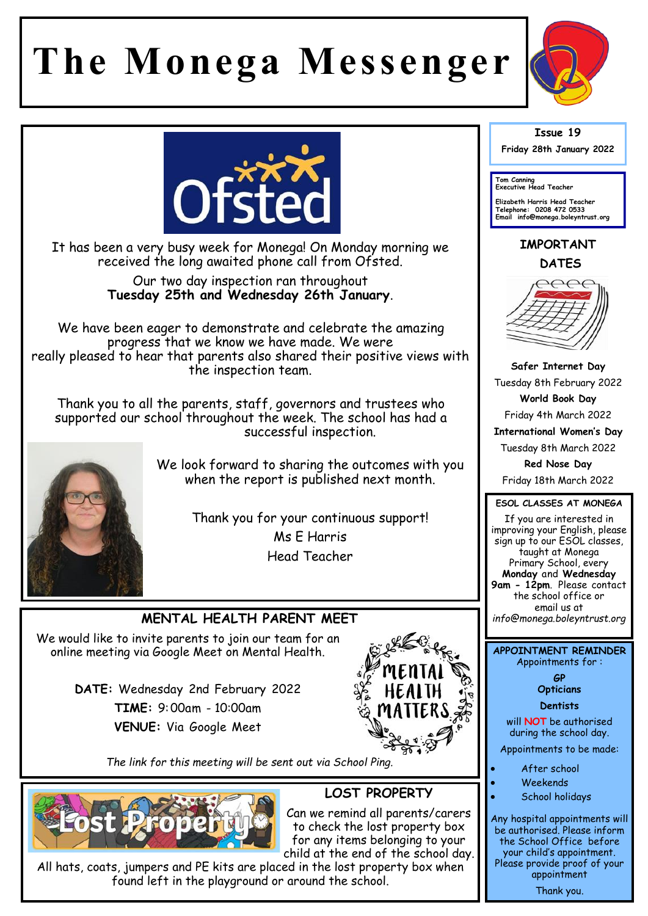# The Monega Messenger

Issue 19

Friday 28th January 2022

Tom Canning
Executive Head Teacher

Elizabeth Harris Head Teacher
Telephone: 0208 472 0533
Email info@monega.boleyntrust.org

It has been a very busy week for Monega! On Monday morning we received the long awaited phone call from Ofsted.

Our two day inspection ran throughout **Tuesday 25th and Wednesday 26th January**.

We have been eager to demonstrate and celebrate the amazing progress that we know we have made. We were really pleased to hear that parents also shared their positive views with the inspection team.

Thank you to all the parents, staff, governors and trustees who supported our school throughout the week. The school has had a successful inspection.

We look forward to sharing the outcomes with you when the report is published next month.

Thank you for your continuous support!
Ms E Harris
Head Teacher

## MENTAL HEALTH PARENT MEET

We would like to invite parents to join our team for an online meeting via Google Meet on Mental Health.

**DATE:** Wednesday 2nd February 2022
**TIME:** 9:00am - 10:00am
**VENUE:** Via Google Meet

*The link for this meeting will be sent out via School Ping.*

## LOST PROPERTY

Can we remind all parents/carers to check the lost property box for any items belonging to your child at the end of the school day. All hats, coats, jumpers and PE kits are placed in the lost property box when found left in the playground or around the school.

## IMPORTANT DATES

**Safer Internet Day**
Tuesday 8th February 2022

**World Book Day**
Friday 4th March 2022

**International Women's Day**
Tuesday 8th March 2022

**Red Nose Day**
Friday 18th March 2022

## ESOL CLASSES AT MONEGA

If you are interested in improving your English, please sign up to our ESOL classes, taught at Monega Primary School, every **Monday** and **Wednesday** **9am - 12pm**. Please contact the school office or email us at *info@monega.boleynturst.org*

## APPOINTMENT REMINDER

Appointments for :

***GP***
**Opticians**
**Dentists**

will **NOT** be authorised during the school day.

Appointments to be made:

- After school
- Weekends
- School holidays

Any hospital appointments will be authorised. Please inform the School Office before your child's appointment. Please provide proof of your appointment

Thank you.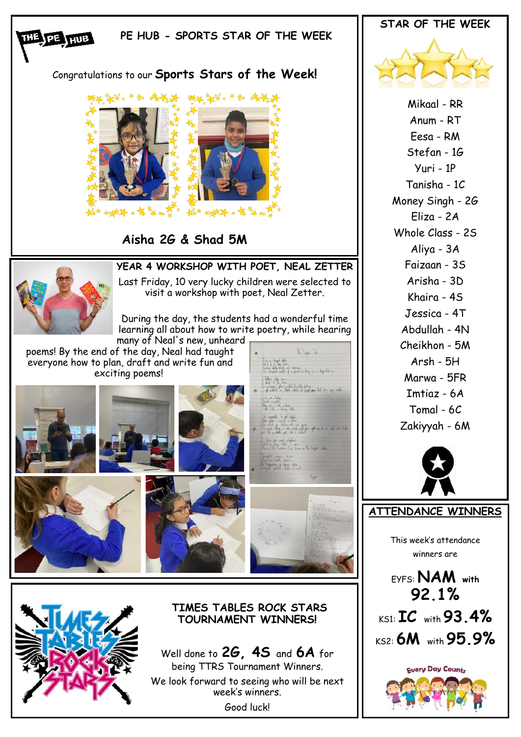## PE HUB - SPORTS STAR OF THE WEEK

Congratulations to our **Sports Stars of the Week!**

**Aisha 2G & Shad 5M**

## YEAR 4 WORKSHOP WITH POET, NEAL ZETTER

Last Friday, 10 very lucky children were selected to visit a workshop with poet, Neal Zetter.

During the day, the students had a wonderful time learning all about how to write poetry, while hearing many of Neal's new, unheard poems! By the end of the day, Neal had taught everyone how to plan, draft and write fun and exciting poems!

## TIMES TABLES ROCK STARS TOURNAMENT WINNERS!

Well done to **2G, 4S** and **6A** for being TTRS Tournament Winners.

We look forward to seeing who will be next week's winners.

Good luck!

## STAR OF THE WEEK

Mikaal - RR
Anum - RT
Eesa - RM
Stefan - 1G
Yuri - 1P
Tanisha - 1C
Money Singh - 2G
Eliza - 2A
Whole Class - 2S
Aliya - 3A
Faizaan - 3S
Arisha - 3D
Khaira - 4S
Jessica - 4T
Abdullah - 4N
Cheikhon - 5M
Arsh - 5H
Marwa - 5FR
Imtiaz - 6A
Tomal - 6C
Zakiyyah - 6M

## ATTENDANCE WINNERS

This week's attendance winners are

EYFS: **NAM** with **92.1%**

KS1: **1C** with **93.4%**

KS2: **6M** with **95.9%**

Every Day Counts